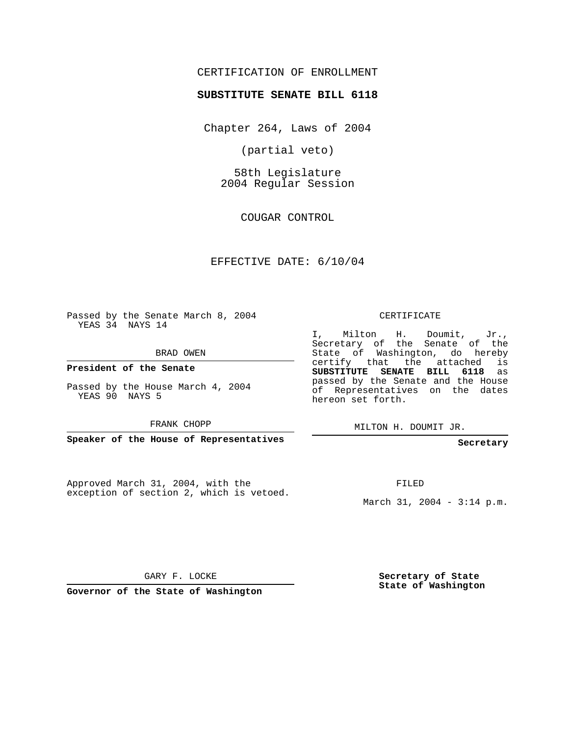CERTIFICATION OF ENROLLMENT

**SUBSTITUTE SENATE BILL 6118**

Chapter 264, Laws of 2004

(partial veto)

58th Legislature
2004 Regular Session

COUGAR CONTROL

EFFECTIVE DATE: 6/10/04

Passed by the Senate March 8, 2004
YEAS 34 NAYS 14

BRAD OWEN

**President of the Senate**

Passed by the House March 4, 2004
YEAS 90 NAYS 5

FRANK CHOPP

**Speaker of the House of Representatives**

CERTIFICATE

I, Milton H. Doumit, Jr., Secretary of the Senate of the State of Washington, do hereby certify that the attached is **SUBSTITUTE SENATE BILL 6118** as passed by the Senate and the House of Representatives on the dates hereon set forth.

MILTON H. DOUMIT JR.

**Secretary**

Approved March 31, 2004, with the exception of section 2, which is vetoed.

FILED

March 31, 2004 - 3:14 p.m.

GARY F. LOCKE

**Governor of the State of Washington**

**Secretary of State**
**State of Washington**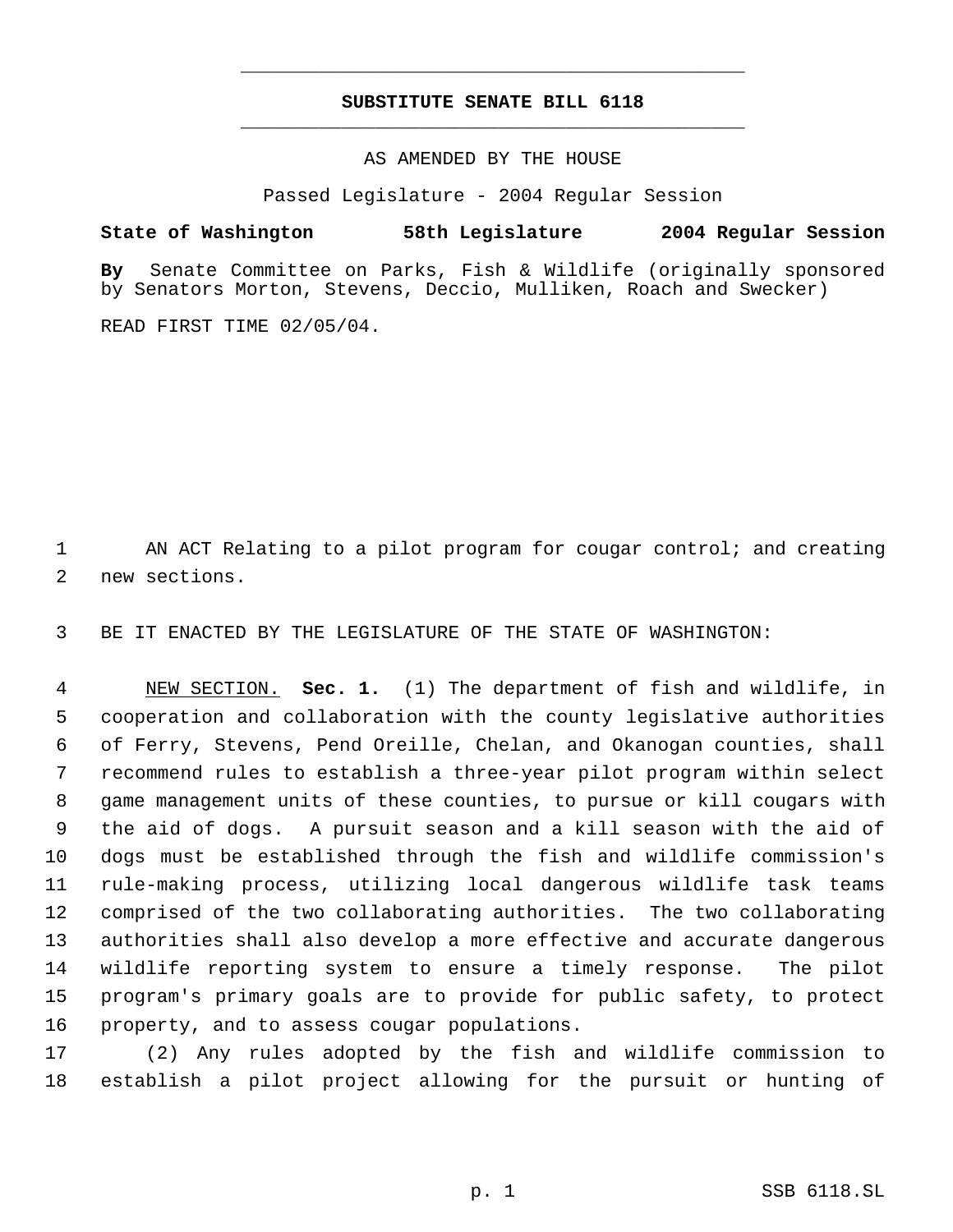# SUBSTITUTE SENATE BILL 6118

AS AMENDED BY THE HOUSE

Passed Legislature - 2004 Regular Session

**State of Washington 58th Legislature 2004 Regular Session**

**By** Senate Committee on Parks, Fish & Wildlife (originally sponsored by Senators Morton, Stevens, Deccio, Mulliken, Roach and Swecker)

READ FIRST TIME 02/05/04.

AN ACT Relating to a pilot program for cougar control; and creating new sections.

BE IT ENACTED BY THE LEGISLATURE OF THE STATE OF WASHINGTON:

NEW SECTION. **Sec. 1.** (1) The department of fish and wildlife, in cooperation and collaboration with the county legislative authorities of Ferry, Stevens, Pend Oreille, Chelan, and Okanogan counties, shall recommend rules to establish a three-year pilot program within select game management units of these counties, to pursue or kill cougars with the aid of dogs. A pursuit season and a kill season with the aid of dogs must be established through the fish and wildlife commission's rule-making process, utilizing local dangerous wildlife task teams comprised of the two collaborating authorities. The two collaborating authorities shall also develop a more effective and accurate dangerous wildlife reporting system to ensure a timely response. The pilot program's primary goals are to provide for public safety, to protect property, and to assess cougar populations.

(2) Any rules adopted by the fish and wildlife commission to establish a pilot project allowing for the pursuit or hunting of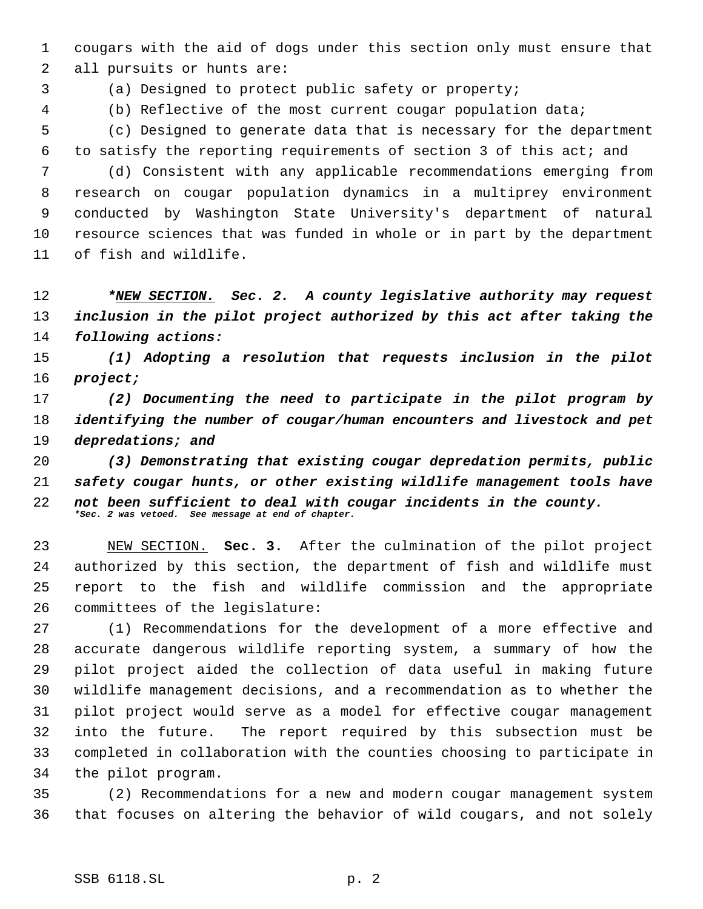cougars with the aid of dogs under this section only must ensure that all pursuits or hunts are:

(a) Designed to protect public safety or property;

(b) Reflective of the most current cougar population data;

(c) Designed to generate data that is necessary for the department to satisfy the reporting requirements of section 3 of this act; and

(d) Consistent with any applicable recommendations emerging from research on cougar population dynamics in a multiprey environment conducted by Washington State University's department of natural resource sciences that was funded in whole or in part by the department of fish and wildlife.

***NEW SECTION.* *Sec. 2. A county legislative authority may request inclusion in the pilot project authorized by this act after taking the following actions:***

***(1) Adopting a resolution that requests inclusion in the pilot project;***

***(2) Documenting the need to participate in the pilot program by identifying the number of cougar/human encounters and livestock and pet depredations; and***

***(3) Demonstrating that existing cougar depredation permits, public safety cougar hunts, or other existing wildlife management tools have not been sufficient to deal with cougar incidents in the county.***

****Sec. 2 was vetoed. See message at end of chapter.***

NEW SECTION. **Sec. 3.** After the culmination of the pilot project authorized by this section, the department of fish and wildlife must report to the fish and wildlife commission and the appropriate committees of the legislature:

(1) Recommendations for the development of a more effective and accurate dangerous wildlife reporting system, a summary of how the pilot project aided the collection of data useful in making future wildlife management decisions, and a recommendation as to whether the pilot project would serve as a model for effective cougar management into the future. The report required by this subsection must be completed in collaboration with the counties choosing to participate in the pilot program.

(2) Recommendations for a new and modern cougar management system that focuses on altering the behavior of wild cougars, and not solely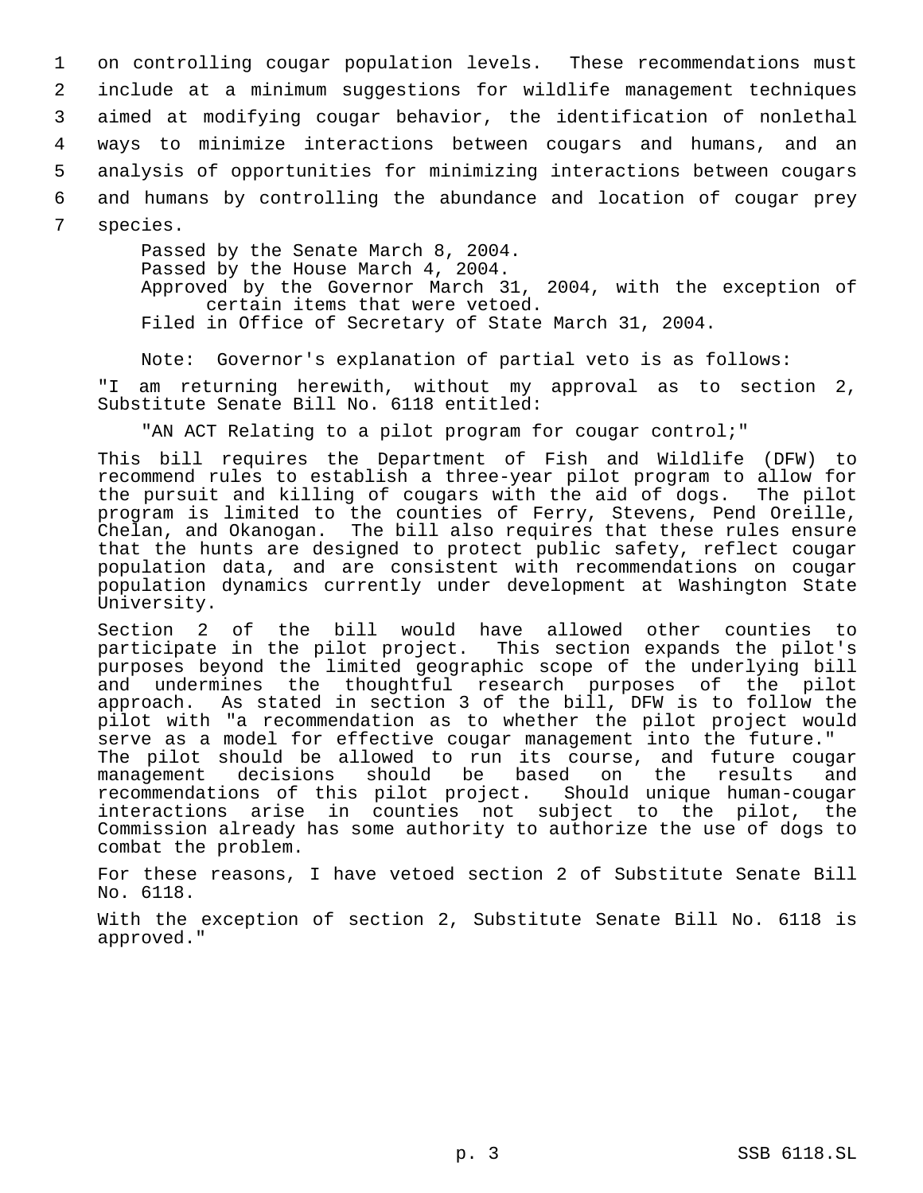on controlling cougar population levels. These recommendations must include at a minimum suggestions for wildlife management techniques aimed at modifying cougar behavior, the identification of nonlethal ways to minimize interactions between cougars and humans, and an analysis of opportunities for minimizing interactions between cougars and humans by controlling the abundance and location of cougar prey species.

Passed by the Senate March 8, 2004.
Passed by the House March 4, 2004.
Approved by the Governor March 31, 2004, with the exception of certain items that were vetoed.
Filed in Office of Secretary of State March 31, 2004.

Note: Governor's explanation of partial veto is as follows:

"I am returning herewith, without my approval as to section 2, Substitute Senate Bill No. 6118 entitled:

"AN ACT Relating to a pilot program for cougar control;"

This bill requires the Department of Fish and Wildlife (DFW) to recommend rules to establish a three-year pilot program to allow for the pursuit and killing of cougars with the aid of dogs. The pilot program is limited to the counties of Ferry, Stevens, Pend Oreille, Chelan, and Okanogan. The bill also requires that these rules ensure that the hunts are designed to protect public safety, reflect cougar population data, and are consistent with recommendations on cougar population dynamics currently under development at Washington State University.

Section 2 of the bill would have allowed other counties to participate in the pilot project. This section expands the pilot's purposes beyond the limited geographic scope of the underlying bill and undermines the thoughtful research purposes of the pilot approach. As stated in section 3 of the bill, DFW is to follow the pilot with "a recommendation as to whether the pilot project would serve as a model for effective cougar management into the future." The pilot should be allowed to run its course, and future cougar management decisions should be based on the results and recommendations of this pilot project. Should unique human-cougar interactions arise in counties not subject to the pilot, the Commission already has some authority to authorize the use of dogs to combat the problem.

For these reasons, I have vetoed section 2 of Substitute Senate Bill No. 6118.

With the exception of section 2, Substitute Senate Bill No. 6118 is approved."